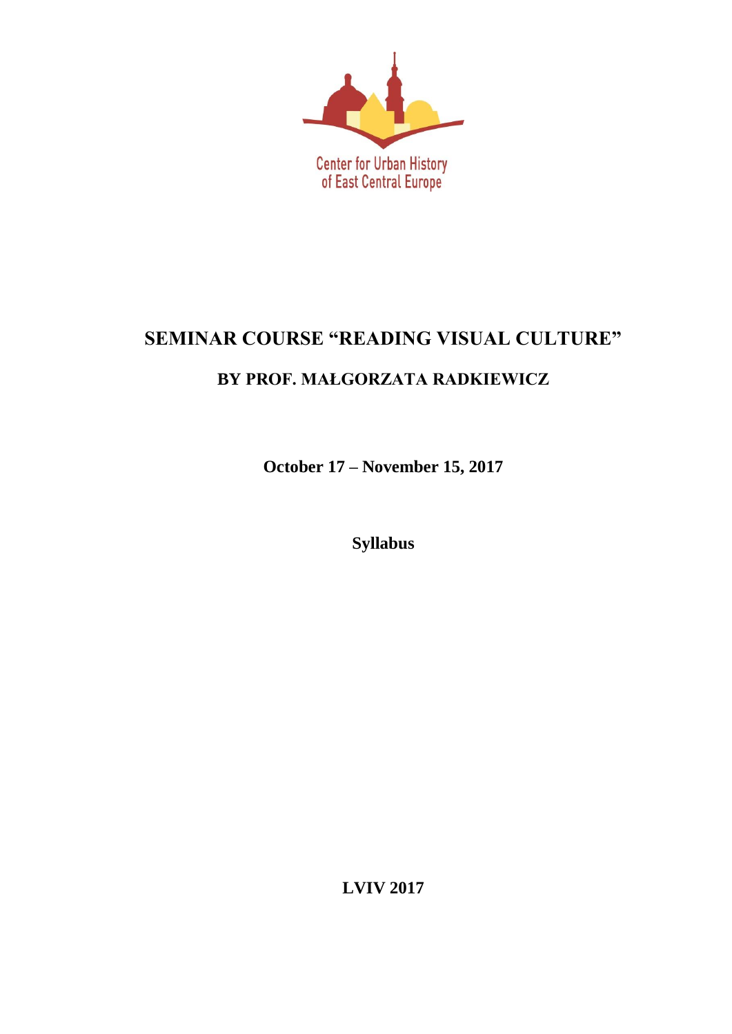Center for Urban History of East Central Europe

# SEMINAR COURSE "READING VISUAL CULTURE"

## BY PROF. MAŁGORZATA RADKIEWICZ

**October 17 – November 15, 2017**

**Syllabus**

**LVIV 2017**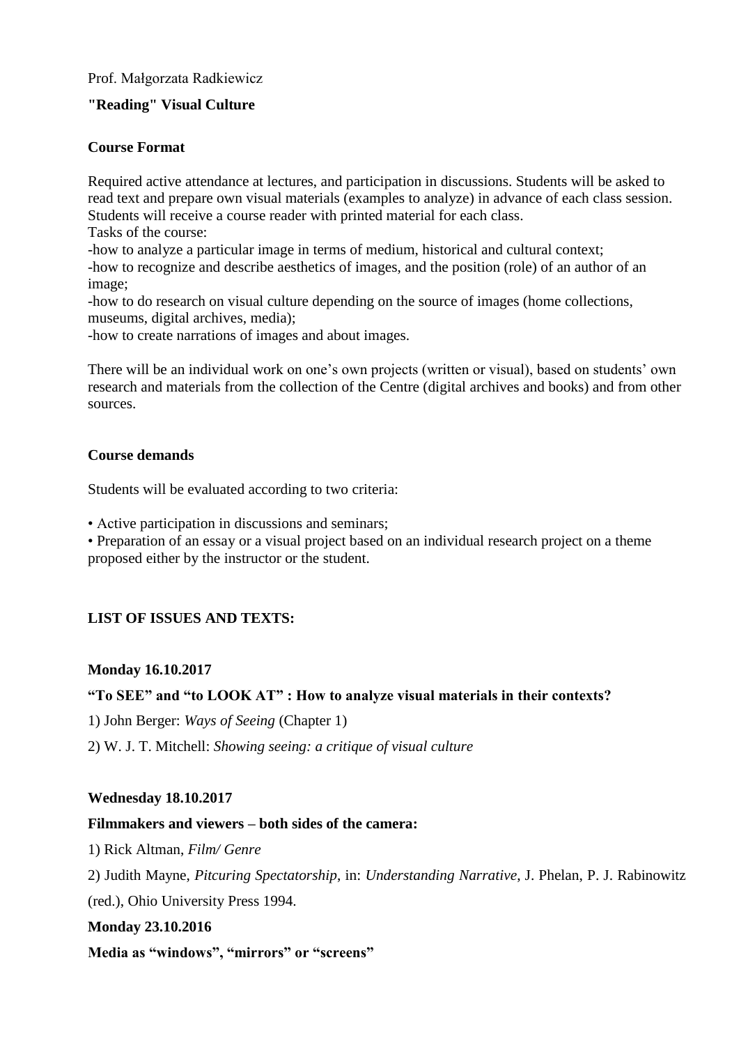Prof. Małgorzata Radkiewicz

**"Reading" Visual Culture**

**Course Format**

Required active attendance at lectures, and participation in discussions. Students will be asked to read text and prepare own visual materials (examples to analyze) in advance of each class session. Students will receive a course reader with printed material for each class.
Tasks of the course:
-how to analyze a particular image in terms of medium, historical and cultural context;
-how to recognize and describe aesthetics of images, and the position (role) of an author of an image;
-how to do research on visual culture depending on the source of images (home collections, museums, digital archives, media);
-how to create narrations of images and about images.

There will be an individual work on one's own projects (written or visual), based on students' own research and materials from the collection of the Centre (digital archives and books) and from other sources.

**Course demands**

Students will be evaluated according to two criteria:

• Active participation in discussions and seminars;
• Preparation of an essay or a visual project based on an individual research project on a theme proposed either by the instructor or the student.

**LIST OF ISSUES AND TEXTS:**

**Monday 16.10.2017**

**"To SEE" and "to LOOK AT" : How to analyze visual materials in their contexts?**

1) John Berger: *Ways of Seeing* (Chapter 1)

2) W. J. T. Mitchell: *Showing seeing: a critique of visual culture*

**Wednesday 18.10.2017**

**Filmmakers and viewers – both sides of the camera:**

1) Rick Altman, *Film/ Genre*

2) Judith Mayne, *Pitcuring Spectatorship*, in: *Understanding Narrative*, J. Phelan, P. J. Rabinowitz (red.), Ohio University Press 1994.

**Monday 23.10.2016**

**Media as "windows", "mirrors" or "screens"**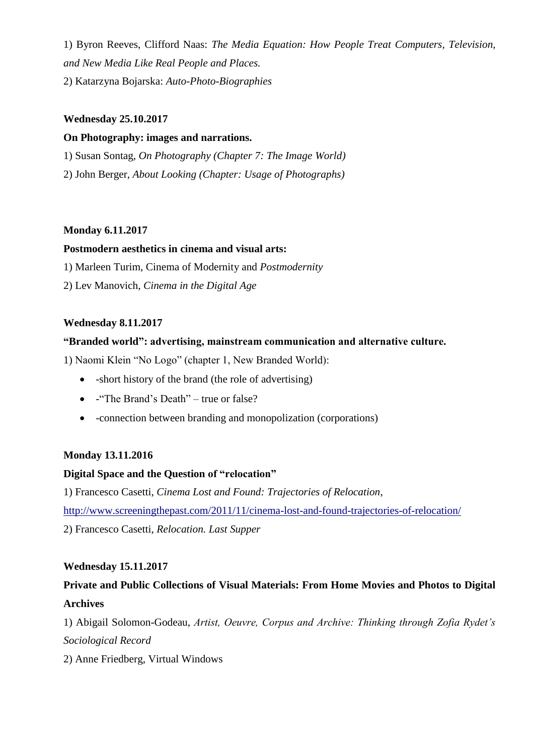1) Byron Reeves, Clifford Naas: *The Media Equation: How People Treat Computers, Television, and New Media Like Real People and Places.*

2) Katarzyna Bojarska: *Auto-Photo-Biographies*

**Wednesday 25.10.2017**

**On Photography: images and narrations.**

1) Susan Sontag, *On Photography (Chapter 7: The Image World)*

2) John Berger, *About Looking (Chapter: Usage of Photographs)*

**Monday 6.11.2017**

**Postmodern aesthetics in cinema and visual arts:**

1) Marleen Turim, Cinema of Modernity and *Postmodernity*

2) Lev Manovich, *Cinema in the Digital Age*

**Wednesday 8.11.2017**

**"Branded world": advertising, mainstream communication and alternative culture.**

1) Naomi Klein "No Logo" (chapter 1, New Branded World):

- -short history of the brand (the role of advertising)
- -"The Brand's Death" – true or false?
- -connection between branding and monopolization (corporations)

**Monday 13.11.2016**

**Digital Space and the Question of "relocation"**

1) Francesco Casetti, *Cinema Lost and Found: Trajectories of Relocation*, http://www.screeningthepast.com/2011/11/cinema-lost-and-found-trajectories-of-relocation/

2) Francesco Casetti, *Relocation. Last Supper*

**Wednesday 15.11.2017**

**Private and Public Collections of Visual Materials: From Home Movies and Photos to Digital Archives**

1) Abigail Solomon-Godeau, *Artist, Oeuvre, Corpus and Archive: Thinking through Zofia Rydet's Sociological Record*

2) Anne Friedberg, Virtual Windows